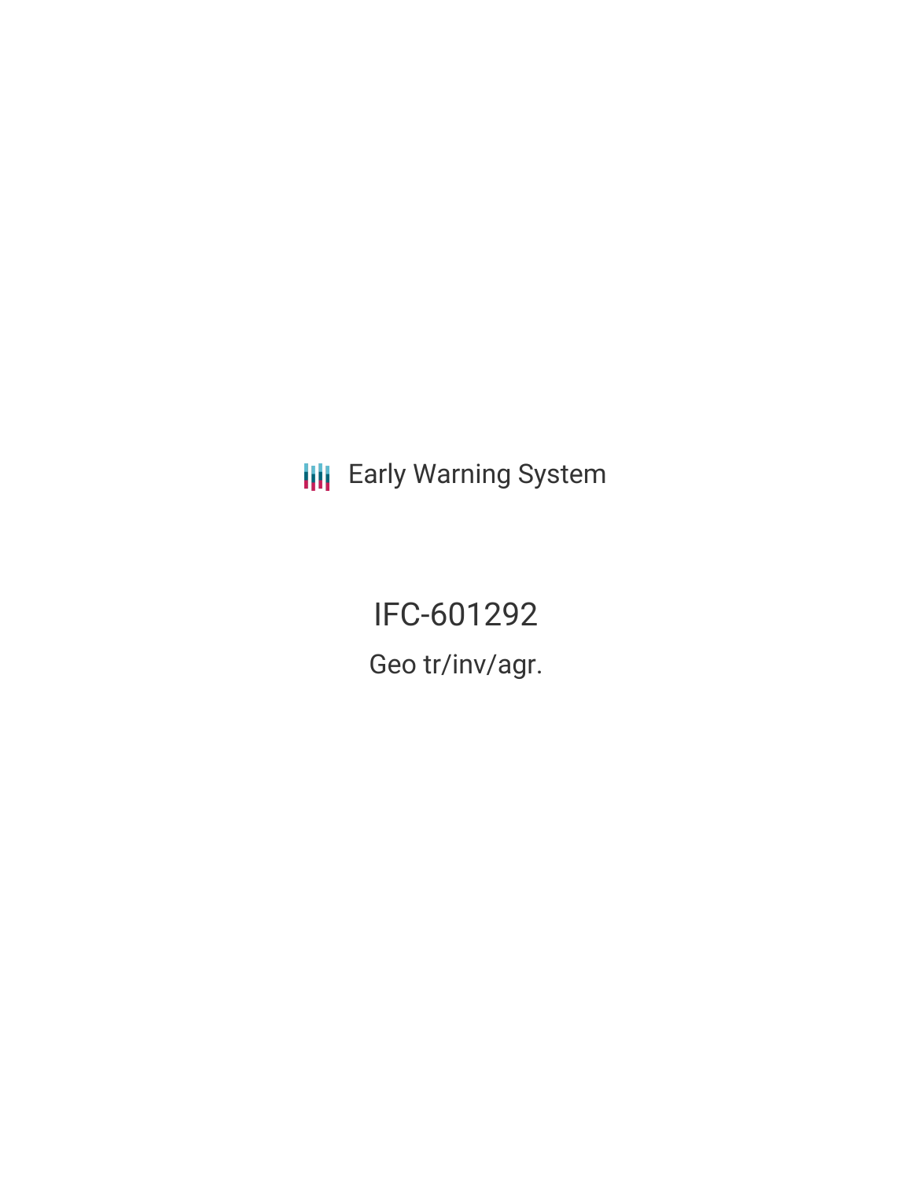Early Warning System

# IFC-601292

Geo tr/inv/agr.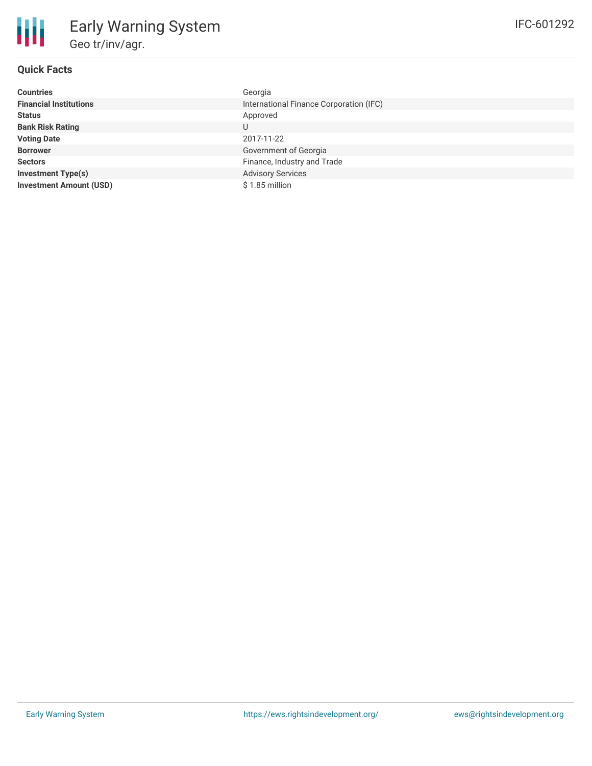# Early Warning System

## Geo tr/inv/agr.

IFC-601292

### Quick Facts

| | |
|---|---|
| **Countries** | Georgia |
| **Financial Institutions** | International Finance Corporation (IFC) |
| **Status** | Approved |
| **Bank Risk Rating** | U |
| **Voting Date** | 2017-11-22 |
| **Borrower** | Government of Georgia |
| **Sectors** | Finance, Industry and Trade |
| **Investment Type(s)** | Advisory Services |
| **Investment Amount (USD)** | $ 1.85 million |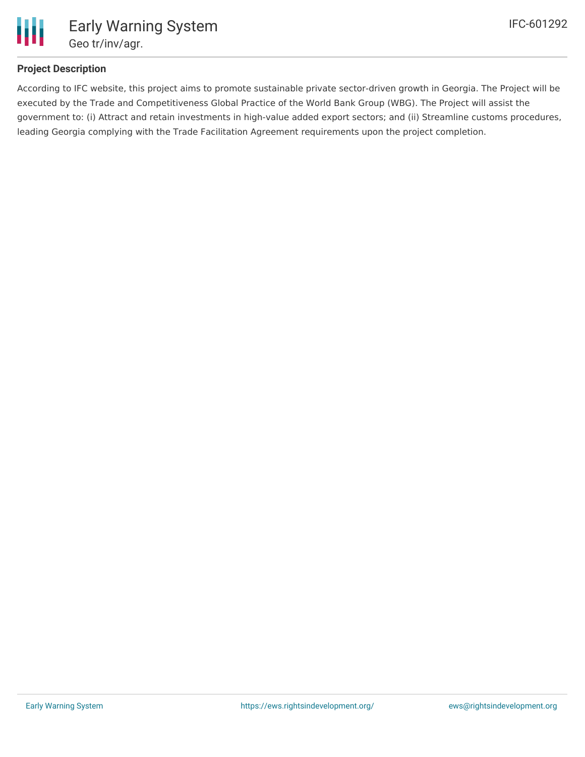## Project Description

According to IFC website, this project aims to promote sustainable private sector-driven growth in Georgia. The Project will be executed by the Trade and Competitiveness Global Practice of the World Bank Group (WBG). The Project will assist the government to: (i) Attract and retain investments in high-value added export sectors; and (ii) Streamline customs procedures, leading Georgia complying with the Trade Facilitation Agreement requirements upon the project completion.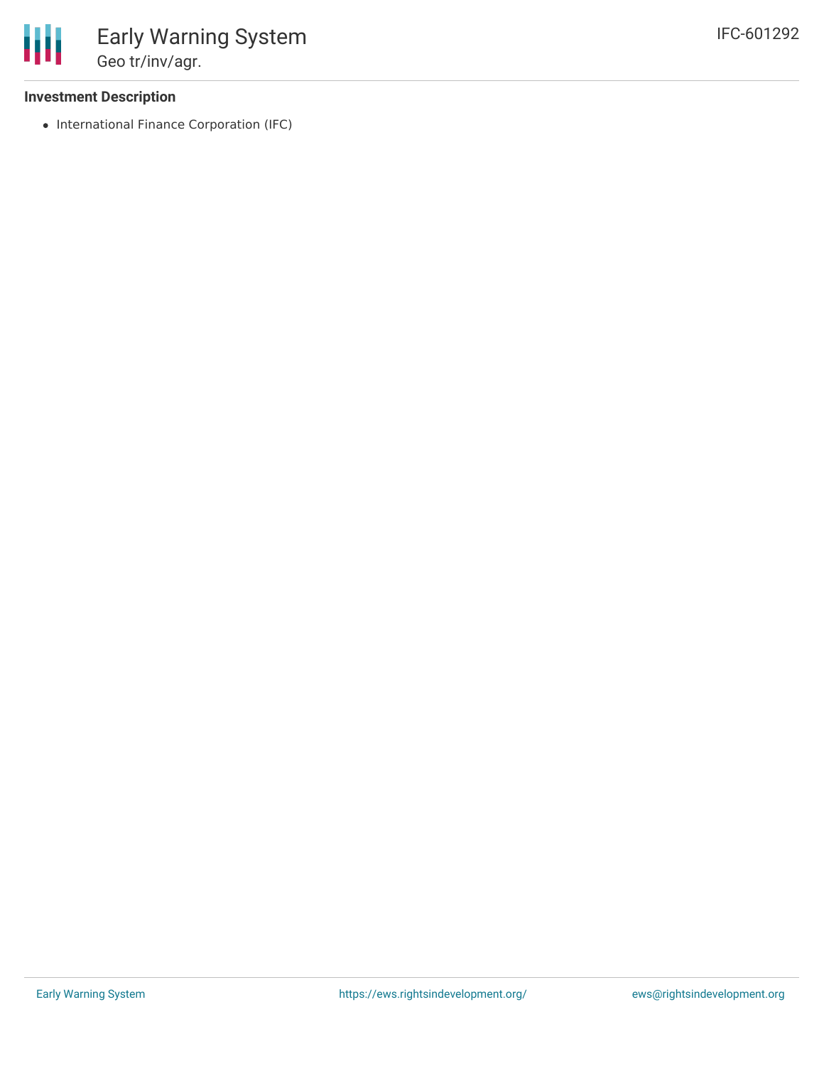### Investment Description

- International Finance Corporation (IFC)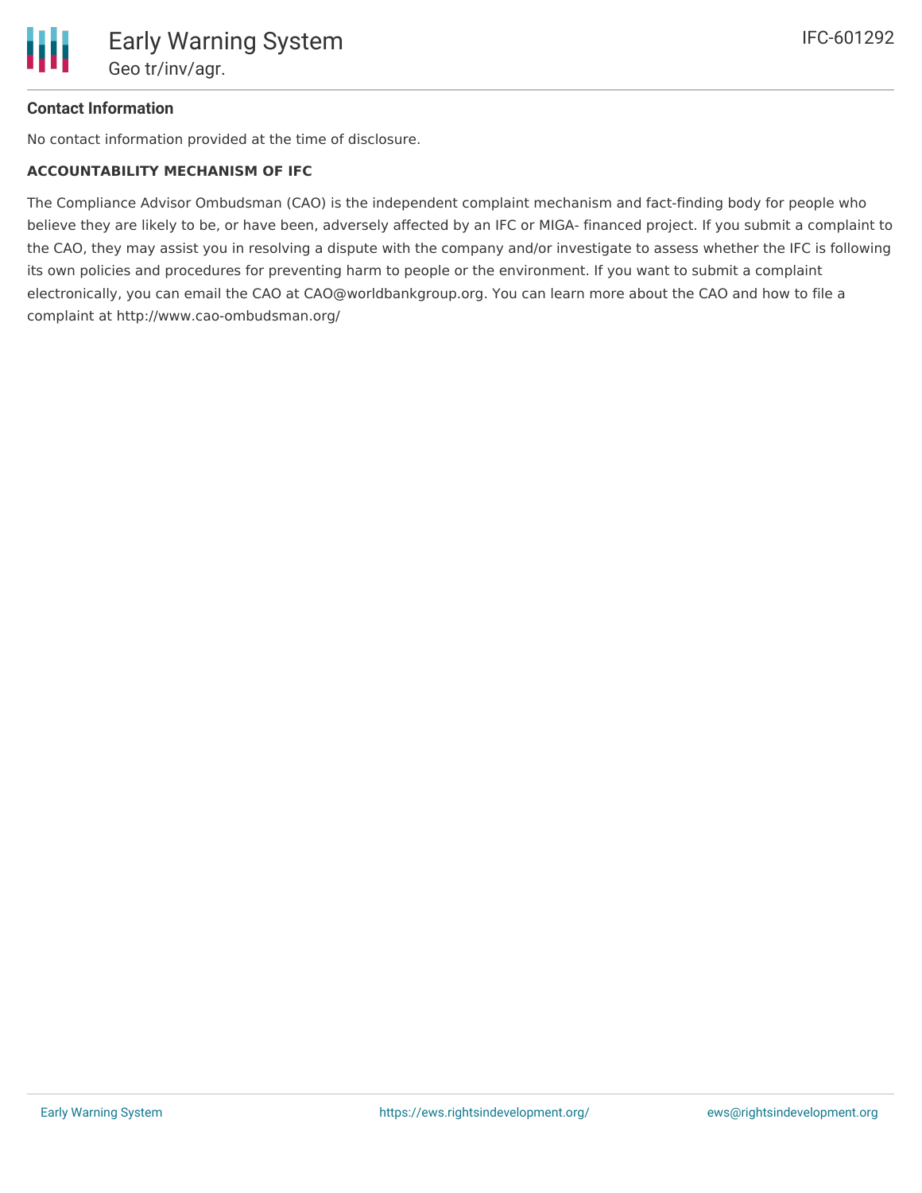## Contact Information

No contact information provided at the time of disclosure.

**ACCOUNTABILITY MECHANISM OF IFC**

The Compliance Advisor Ombudsman (CAO) is the independent complaint mechanism and fact-finding body for people who believe they are likely to be, or have been, adversely affected by an IFC or MIGA- financed project. If you submit a complaint to the CAO, they may assist you in resolving a dispute with the company and/or investigate to assess whether the IFC is following its own policies and procedures for preventing harm to people or the environment. If you want to submit a complaint electronically, you can email the CAO at CAO@worldbankgroup.org. You can learn more about the CAO and how to file a complaint at http://www.cao-ombudsman.org/